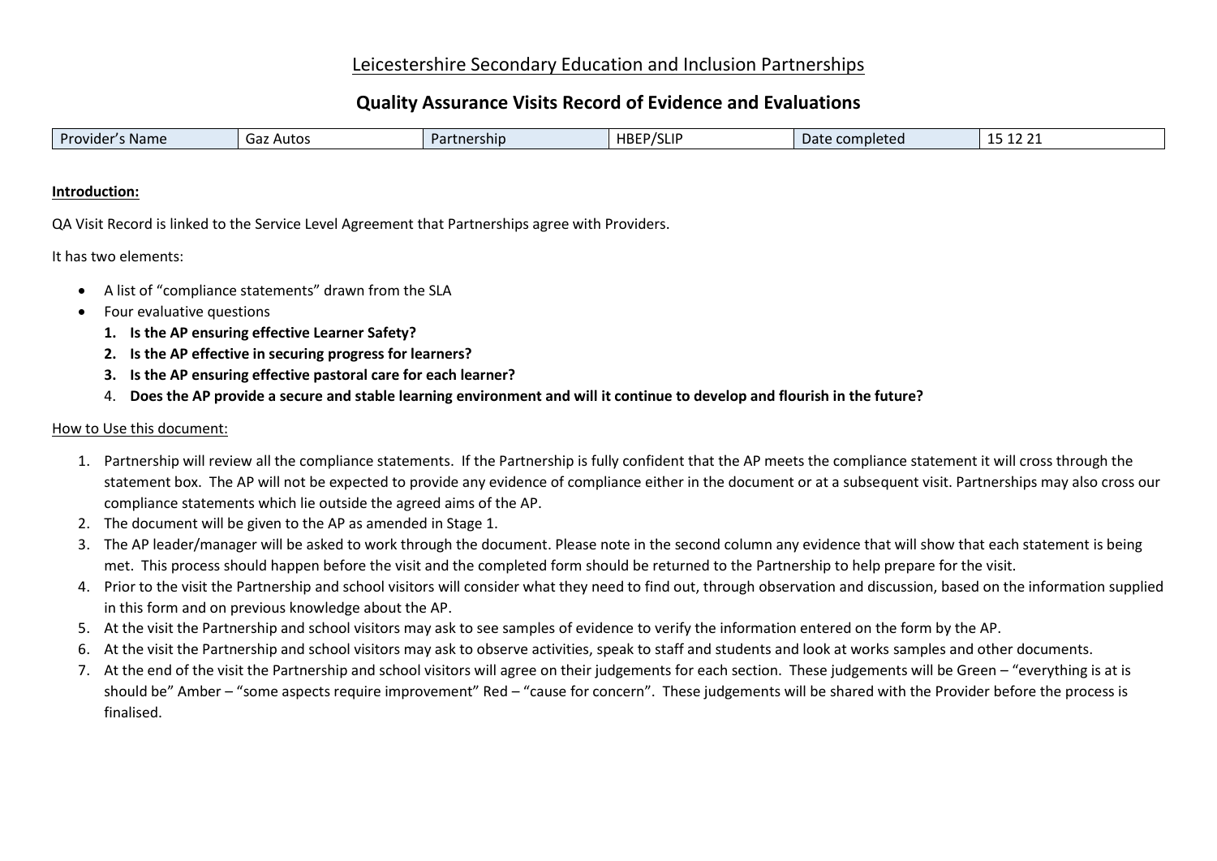Leicestershire Secondary Education and Inclusion Partnerships

# Quality Assurance Visits Record of Evidence and Evaluations

| Provider's Name | Gaz Autos | Partnership | HBEP/SLIP | Date completed | 15 12 21 |
|---|---|---|---|---|---|

**Introduction:**

QA Visit Record is linked to the Service Level Agreement that Partnerships agree with Providers.

It has two elements:

- A list of "compliance statements" drawn from the SLA
- Four evaluative questions
  1. **Is the AP ensuring effective Learner Safety?**
  2. **Is the AP effective in securing progress for learners?**
  3. **Is the AP ensuring effective pastoral care for each learner?**
  4. **Does the AP provide a secure and stable learning environment and will it continue to develop and flourish in the future?**

How to Use this document:

1. Partnership will review all the compliance statements. If the Partnership is fully confident that the AP meets the compliance statement it will cross through the statement box. The AP will not be expected to provide any evidence of compliance either in the document or at a subsequent visit. Partnerships may also cross our compliance statements which lie outside the agreed aims of the AP.
2. The document will be given to the AP as amended in Stage 1.
3. The AP leader/manager will be asked to work through the document. Please note in the second column any evidence that will show that each statement is being met. This process should happen before the visit and the completed form should be returned to the Partnership to help prepare for the visit.
4. Prior to the visit the Partnership and school visitors will consider what they need to find out, through observation and discussion, based on the information supplied in this form and on previous knowledge about the AP.
5. At the visit the Partnership and school visitors may ask to see samples of evidence to verify the information entered on the form by the AP.
6. At the visit the Partnership and school visitors may ask to observe activities, speak to staff and students and look at works samples and other documents.
7. At the end of the visit the Partnership and school visitors will agree on their judgements for each section. These judgements will be Green – "everything is at is should be" Amber – "some aspects require improvement" Red – "cause for concern". These judgements will be shared with the Provider before the process is finalised.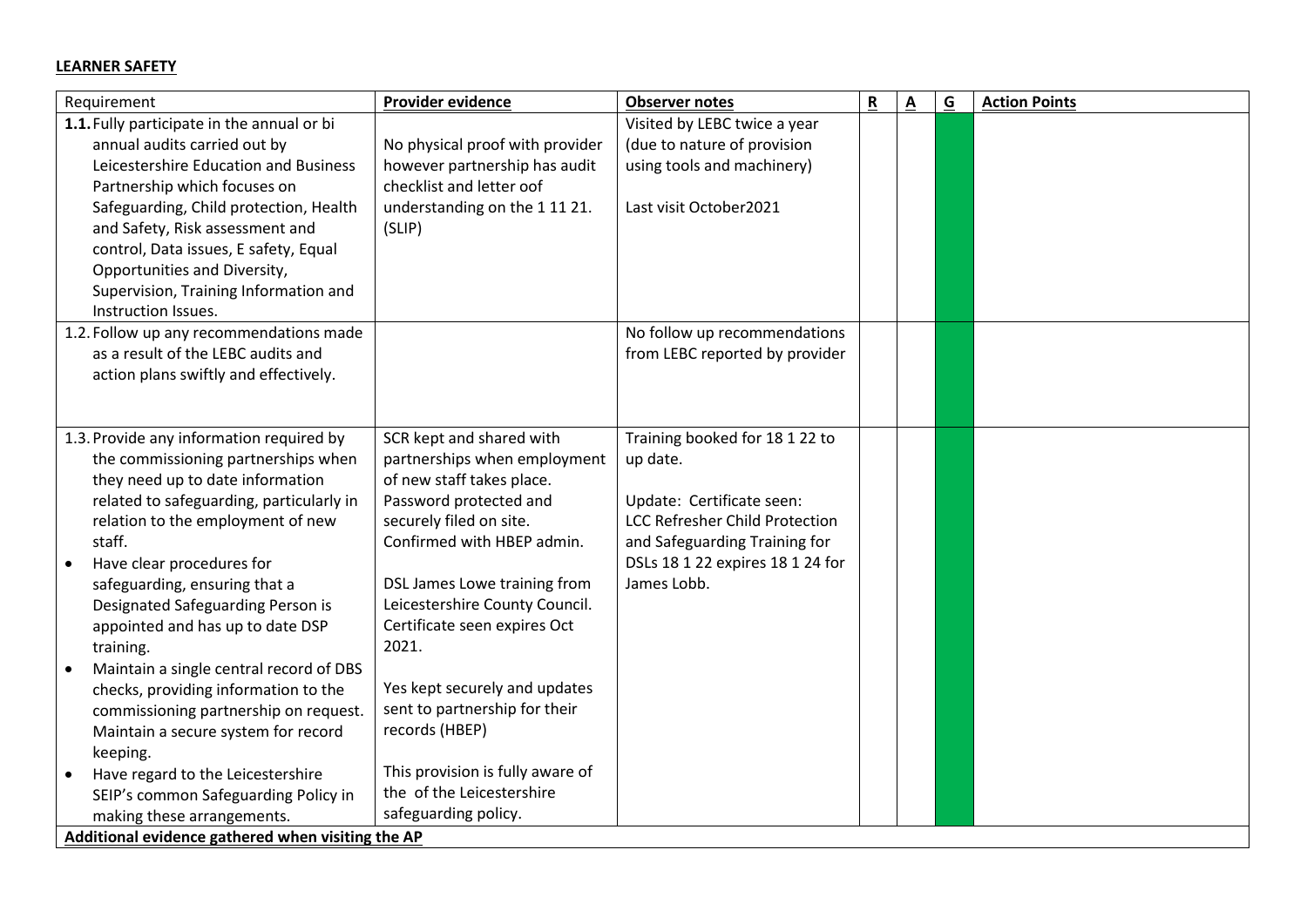**LEARNER SAFETY**

| Requirement | **Provider evidence** | **Observer notes** | **R** | **A** | **G** | **Action Points** |
|---|---|---|---|---|---|---|
| **1.1.** Fully participate in the annual or bi annual audits carried out by Leicestershire Education and Business Partnership which focuses on Safeguarding, Child protection, Health and Safety, Risk assessment and control, Data issues, E safety, Equal Opportunities and Diversity, Supervision, Training Information and Instruction Issues. | No physical proof with provider however partnership has audit checklist and letter oof understanding on the 1 11 21. (SLIP) | Visited by LEBC twice a year (due to nature of provision using tools and machinery)<br><br>Last visit October2021 | | | | |
| 1.2. Follow up any recommendations made as a result of the LEBC audits and action plans swiftly and effectively. | | No follow up recommendations from LEBC reported by provider | | | | |
| 1.3. Provide any information required by the commissioning partnerships when they need up to date information related to safeguarding, particularly in relation to the employment of new staff.<br>• Have clear procedures for safeguarding, ensuring that a Designated Safeguarding Person is appointed and has up to date DSP training.<br>• Maintain a single central record of DBS checks, providing information to the commissioning partnership on request. Maintain a secure system for record keeping.<br>• Have regard to the Leicestershire SEIP's common Safeguarding Policy in making these arrangements. | SCR kept and shared with partnerships when employment of new staff takes place. Password protected and securely filed on site. Confirmed with HBEP admin.<br><br>DSL James Lowe training from Leicestershire County Council. Certificate seen expires Oct 2021.<br><br>Yes kept securely and updates sent to partnership for their records (HBEP)<br><br>This provision is fully aware of the of the Leicestershire safeguarding policy. | Training booked for 18 1 22 to up date.<br><br>Update: Certificate seen: LCC Refresher Child Protection and Safeguarding Training for DSLs 18 1 22 expires 18 1 24 for James Lobb. | | | | |
| **Additional evidence gathered when visiting the AP** | | | | | | |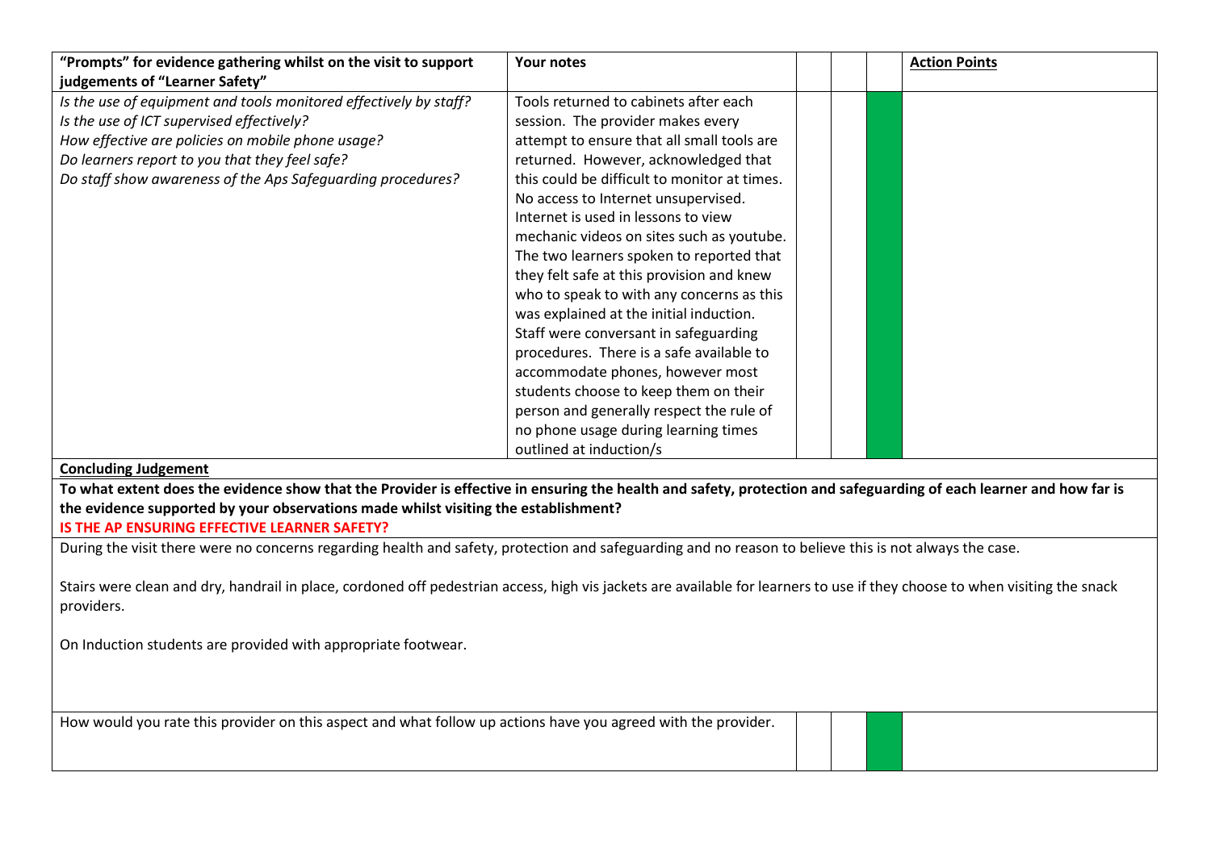| "Prompts" for evidence gathering whilst on the visit to support judgements of "Learner Safety" | Your notes | | | | Action Points |
|---|---|---|---|---|---|
| *Is the use of equipment and tools monitored effectively by staff?*<br>*Is the use of ICT supervised effectively?*<br>*How effective are policies on mobile phone usage?*<br>*Do learners report to you that they feel safe?*<br>*Do staff show awareness of the Aps Safeguarding procedures?* | Tools returned to cabinets after each session. The provider makes every attempt to ensure that all small tools are returned. However, acknowledged that this could be difficult to monitor at times. No access to Internet unsupervised. Internet is used in lessons to view mechanic videos on sites such as youtube. The two learners spoken to reported that they felt safe at this provision and knew who to speak to with any concerns as this was explained at the initial induction. Staff were conversant in safeguarding procedures. There is a safe available to accommodate phones, however most students choose to keep them on their person and generally respect the rule of no phone usage during learning times outlined at induction/s | | | | |

**Concluding Judgement**

**To what extent does the evidence show that the Provider is effective in ensuring the health and safety, protection and safeguarding of each learner and how far is the evidence supported by your observations made whilst visiting the establishment?**

**IS THE AP ENSURING EFFECTIVE LEARNER SAFETY?**

During the visit there were no concerns regarding health and safety, protection and safeguarding and no reason to believe this is not always the case.

Stairs were clean and dry, handrail in place, cordoned off pedestrian access, high vis jackets are available for learners to use if they choose to when visiting the snack providers.

On Induction students are provided with appropriate footwear.

| How would you rate this provider on this aspect and what follow up actions have you agreed with the provider. | | | | |
|---|---|---|---|---|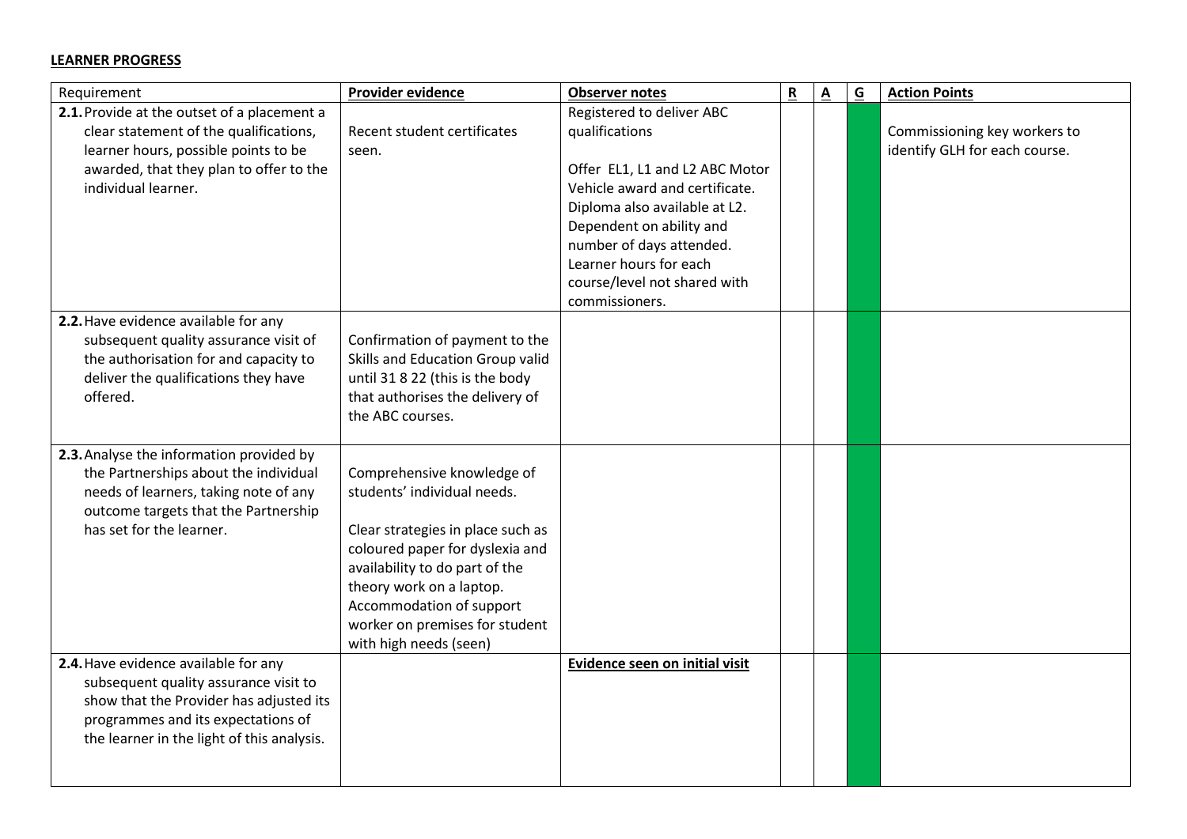**LEARNER PROGRESS**

| Requirement | **Provider evidence** | **Observer notes** | **R** | **A** | **G** | **Action Points** |
|---|---|---|---|---|---|---|
| **2.1.** Provide at the outset of a placement a clear statement of the qualifications, learner hours, possible points to be awarded, that they plan to offer to the individual learner. | Recent student certificates seen. | Registered to deliver ABC qualifications<br><br>Offer EL1, L1 and L2 ABC Motor Vehicle award and certificate. Diploma also available at L2. Dependent on ability and number of days attended. Learner hours for each course/level not shared with commissioners. | | | | Commissioning key workers to identify GLH for each course. |
| **2.2.** Have evidence available for any subsequent quality assurance visit of the authorisation for and capacity to deliver the qualifications they have offered. | Confirmation of payment to the Skills and Education Group valid until 31 8 22 (this is the body that authorises the delivery of the ABC courses. | | | | | |
| **2.3.** Analyse the information provided by the Partnerships about the individual needs of learners, taking note of any outcome targets that the Partnership has set for the learner. | Comprehensive knowledge of students' individual needs.<br><br>Clear strategies in place such as coloured paper for dyslexia and availability to do part of the theory work on a laptop. Accommodation of support worker on premises for student with high needs (seen) | | | | | |
| **2.4.** Have evidence available for any subsequent quality assurance visit to show that the Provider has adjusted its programmes and its expectations of the learner in the light of this analysis. | | **Evidence seen on initial visit** | | | | |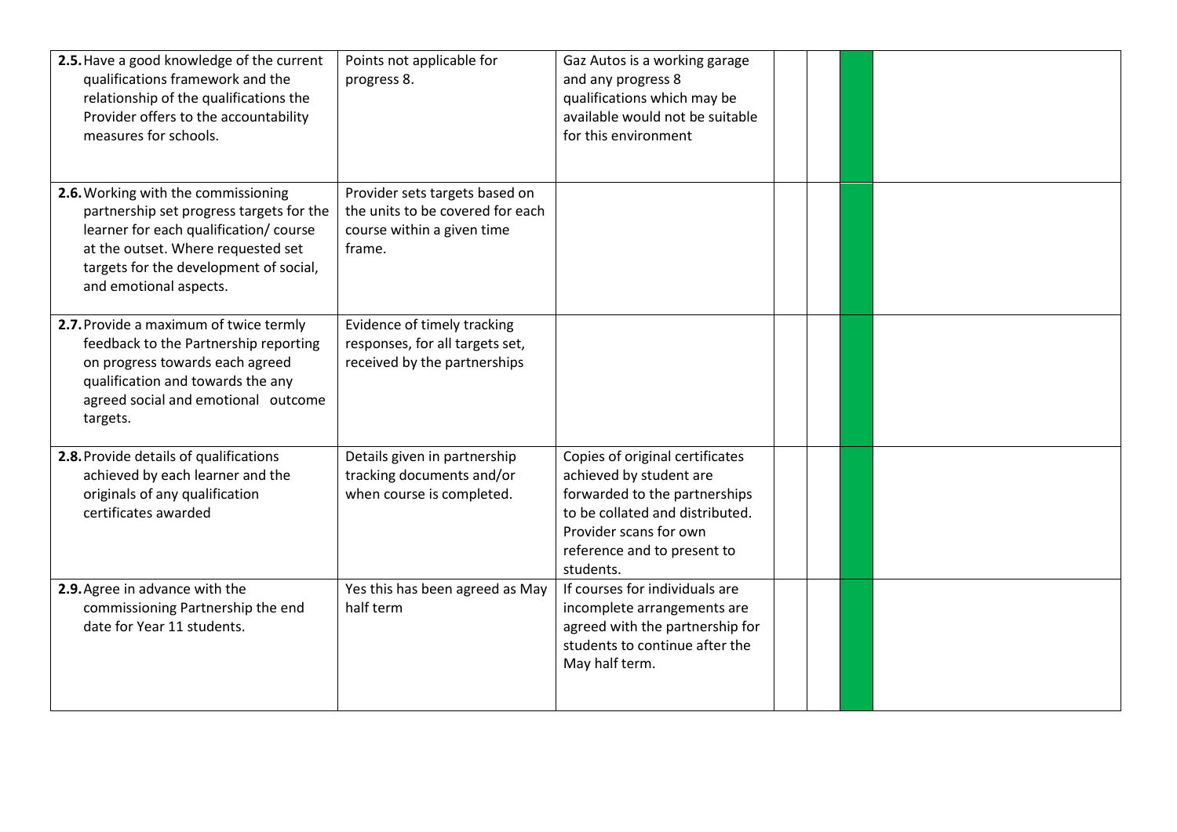| | | | | | | |
|---|---|---|---|---|---|---|
| **2.5.** Have a good knowledge of the current qualifications framework and the relationship of the qualifications the Provider offers to the accountability measures for schools. | Points not applicable for progress 8. | Gaz Autos is a working garage and any progress 8 qualifications which may be available would not be suitable for this environment | | | | |
| **2.6.** Working with the commissioning partnership set progress targets for the learner for each qualification/ course at the outset. Where requested set targets for the development of social, and emotional aspects. | Provider sets targets based on the units to be covered for each course within a given time frame. | | | | | |
| **2.7.** Provide a maximum of twice termly feedback to the Partnership reporting on progress towards each agreed qualification and towards the any agreed social and emotional outcome targets. | Evidence of timely tracking responses, for all targets set, received by the partnerships | | | | | |
| **2.8.** Provide details of qualifications achieved by each learner and the originals of any qualification certificates awarded | Details given in partnership tracking documents and/or when course is completed. | Copies of original certificates achieved by student are forwarded to the partnerships to be collated and distributed. Provider scans for own reference and to present to students. | | | | |
| **2.9.** Agree in advance with the commissioning Partnership the end date for Year 11 students. | Yes this has been agreed as May half term | If courses for individuals are incomplete arrangements are agreed with the partnership for students to continue after the May half term. | | | | |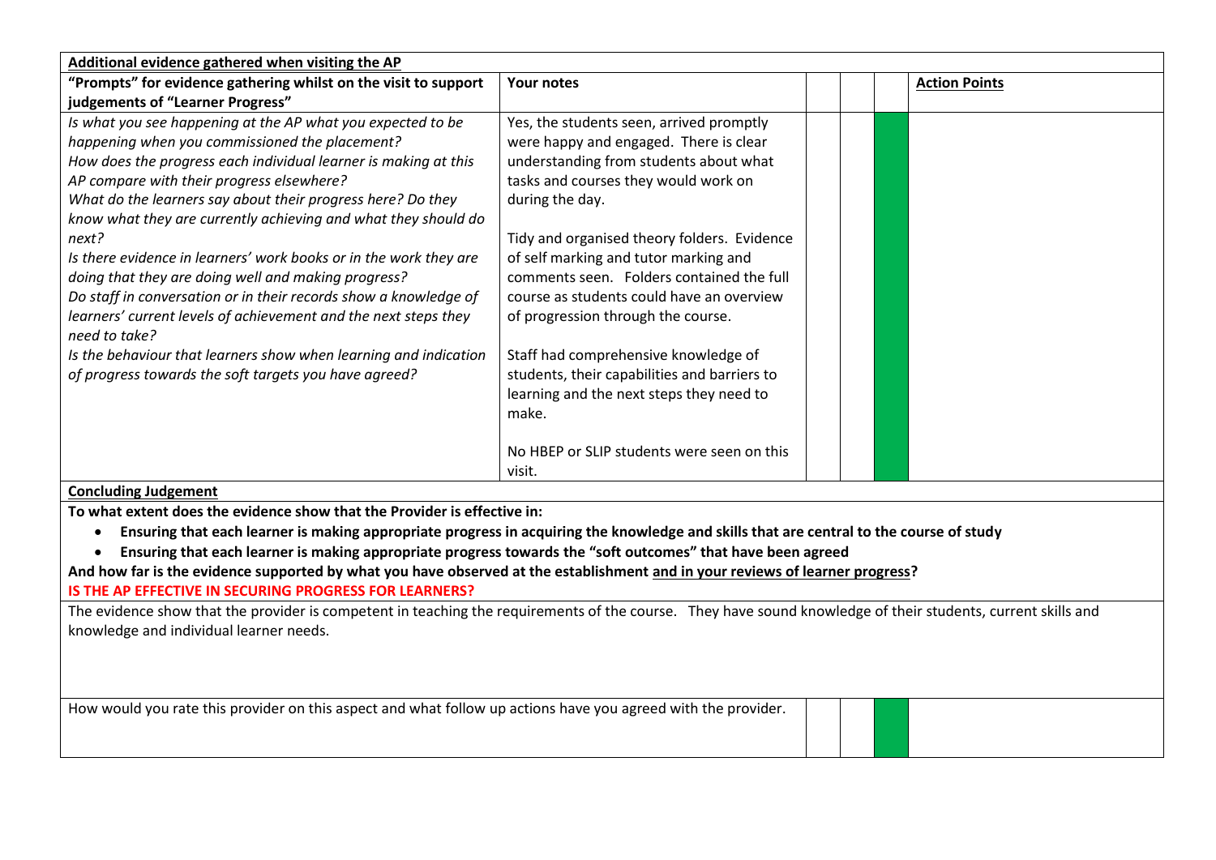| **Additional evidence gathered when visiting the AP** | | | | | |
|---|---|---|---|---|---|
| **"Prompts" for evidence gathering whilst on the visit to support judgements of "Learner Progress"** | **Your notes** | | | | **Action Points** |
| *Is what you see happening at the AP what you expected to be happening when you commissioned the placement?*<br>*How does the progress each individual learner is making at this AP compare with their progress elsewhere?*<br>*What do the learners say about their progress here? Do they know what they are currently achieving and what they should do next?*<br>*Is there evidence in learners' work books or in the work they are doing that they are doing well and making progress?*<br>*Do staff in conversation or in their records show a knowledge of learners' current levels of achievement and the next steps they need to take?*<br>*Is the behaviour that learners show when learning and indication of progress towards the soft targets you have agreed?* | Yes, the students seen, arrived promptly were happy and engaged. There is clear understanding from students about what tasks and courses they would work on during the day.<br><br>Tidy and organised theory folders. Evidence of self marking and tutor marking and comments seen. Folders contained the full course as students could have an overview of progression through the course.<br><br>Staff had comprehensive knowledge of students, their capabilities and barriers to learning and the next steps they need to make.<br><br>No HBEP or SLIP students were seen on this visit. | | | | |

**Concluding Judgement**

**To what extent does the evidence show that the Provider is effective in:**

- **Ensuring that each learner is making appropriate progress in acquiring the knowledge and skills that are central to the course of study**
- **Ensuring that each learner is making appropriate progress towards the "soft outcomes" that have been agreed**

**And how far is the evidence supported by what you have observed at the establishment and in your reviews of learner progress?**

**IS THE AP EFFECTIVE IN SECURING PROGRESS FOR LEARNERS?**

The evidence show that the provider is competent in teaching the requirements of the course. They have sound knowledge of their students, current skills and knowledge and individual learner needs.

| How would you rate this provider on this aspect and what follow up actions have you agreed with the provider. | | | | |
|---|---|---|---|---|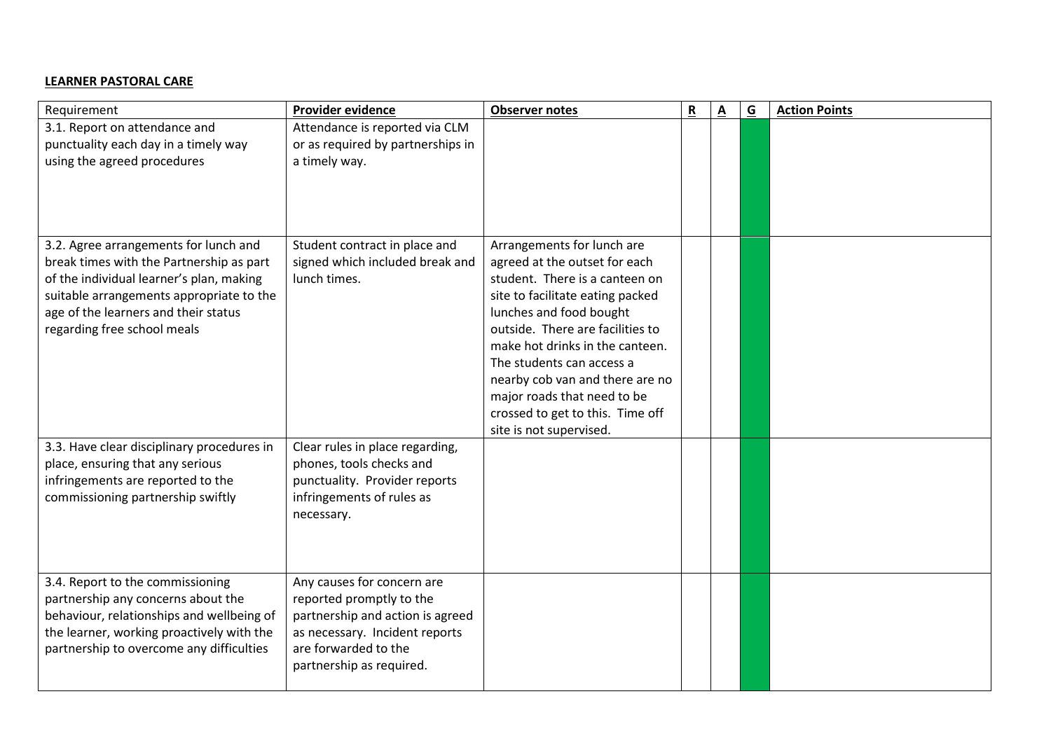**LEARNER PASTORAL CARE**

| Requirement | **Provider evidence** | **Observer notes** | **R** | **A** | **G** | **Action Points** |
|---|---|---|---|---|---|---|
| 3.1. Report on attendance and punctuality each day in a timely way using the agreed procedures | Attendance is reported via CLM or as required by partnerships in a timely way. | | | | | |
| 3.2. Agree arrangements for lunch and break times with the Partnership as part of the individual learner's plan, making suitable arrangements appropriate to the age of the learners and their status regarding free school meals | Student contract in place and signed which included break and lunch times. | Arrangements for lunch are agreed at the outset for each student. There is a canteen on site to facilitate eating packed lunches and food bought outside. There are facilities to make hot drinks in the canteen. The students can access a nearby cob van and there are no major roads that need to be crossed to get to this. Time off site is not supervised. | | | | |
| 3.3. Have clear disciplinary procedures in place, ensuring that any serious infringements are reported to the commissioning partnership swiftly | Clear rules in place regarding, phones, tools checks and punctuality. Provider reports infringements of rules as necessary. | | | | | |
| 3.4. Report to the commissioning partnership any concerns about the behaviour, relationships and wellbeing of the learner, working proactively with the partnership to overcome any difficulties | Any causes for concern are reported promptly to the partnership and action is agreed as necessary. Incident reports are forwarded to the partnership as required. | | | | | |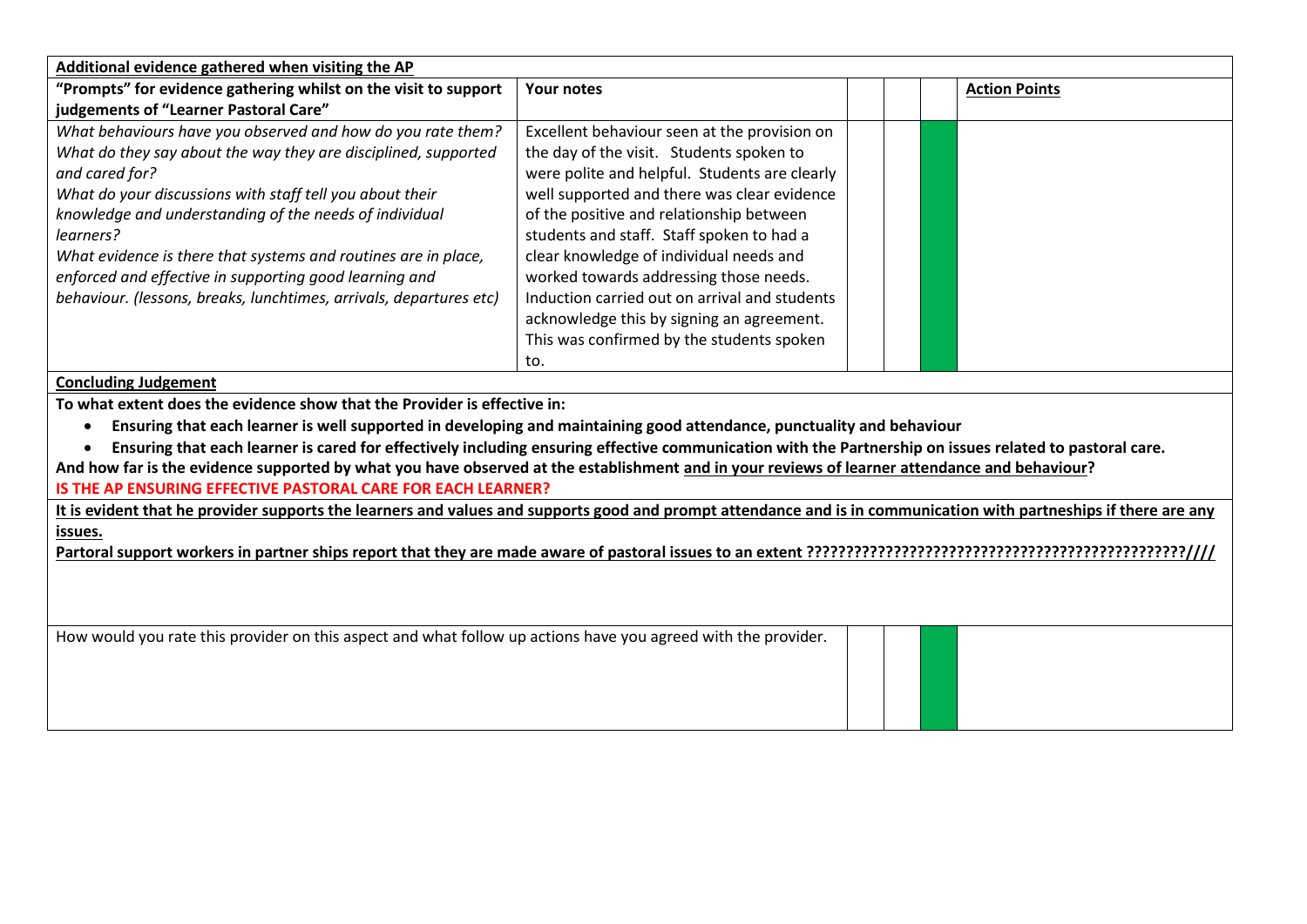| **Additional evidence gathered when visiting the AP** | | | | | |
|---|---|---|---|---|---|
| **"Prompts" for evidence gathering whilst on the visit to support judgements of "Learner Pastoral Care"** | **Your notes** | | | | **Action Points** |
| *What behaviours have you observed and how do you rate them?*<br>*What do they say about the way they are disciplined, supported and cared for?*<br>*What do your discussions with staff tell you about their knowledge and understanding of the needs of individual learners?*<br>*What evidence is there that systems and routines are in place, enforced and effective in supporting good learning and behaviour. (lessons, breaks, lunchtimes, arrivals, departures etc)* | Excellent behaviour seen at the provision on the day of the visit. Students spoken to were polite and helpful. Students are clearly well supported and there was clear evidence of the positive and relationship between students and staff. Staff spoken to had a clear knowledge of individual needs and worked towards addressing those needs. Induction carried out on arrival and students acknowledge this by signing an agreement. This was confirmed by the students spoken to. | | | | |

**Concluding Judgement**

**To what extent does the evidence show that the Provider is effective in:**

- **Ensuring that each learner is well supported in developing and maintaining good attendance, punctuality and behaviour**
- **Ensuring that each learner is cared for effectively including ensuring effective communication with the Partnership on issues related to pastoral care.**

**And how far is the evidence supported by what you have observed at the establishment and in your reviews of learner attendance and behaviour?**

**IS THE AP ENSURING EFFECTIVE PASTORAL CARE FOR EACH LEARNER?**

**It is evident that he provider supports the learners and values and supports good and prompt attendance and is in communication with partnerships if there are any issues.**

**Partoral support workers in partner ships report that they are made aware of pastoral issues to an extent ?????????????????????????????????????????????????////**

| How would you rate this provider on this aspect and what follow up actions have you agreed with the provider. | | | | |
|---|---|---|---|---|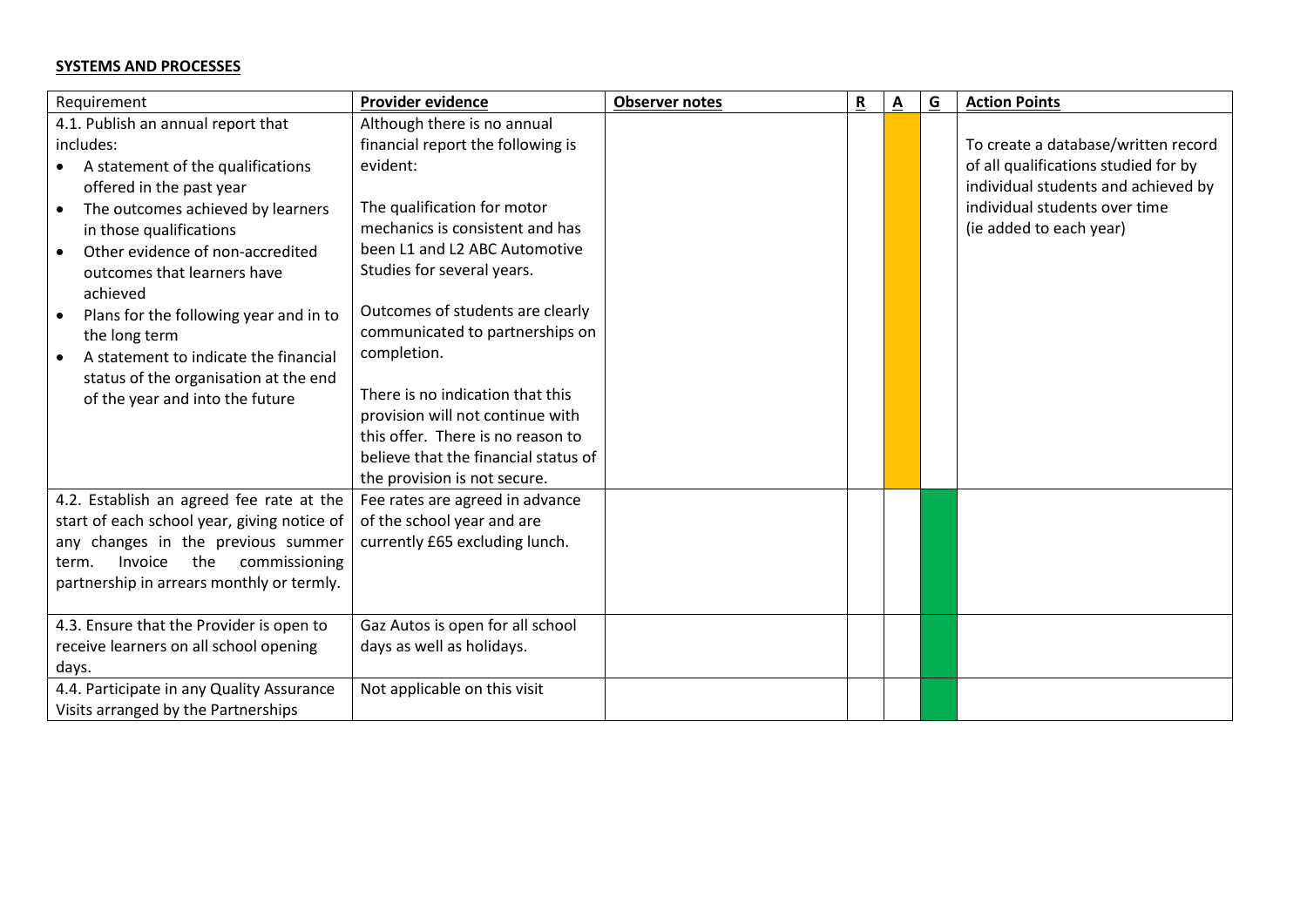**SYSTEMS AND PROCESSES**

| Requirement | **Provider evidence** | **Observer notes** | **R** | **A** | **G** | **Action Points** |
|---|---|---|---|---|---|---|
| 4.1. Publish an annual report that includes:<br>• A statement of the qualifications offered in the past year<br>• The outcomes achieved by learners in those qualifications<br>• Other evidence of non-accredited outcomes that learners have achieved<br>• Plans for the following year and in to the long term<br>• A statement to indicate the financial status of the organisation at the end of the year and into the future | Although there is no annual financial report the following is evident:<br><br>The qualification for motor mechanics is consistent and has been L1 and L2 ABC Automotive Studies for several years.<br><br>Outcomes of students are clearly communicated to partnerships on completion.<br><br>There is no indication that this provision will not continue with this offer. There is no reason to believe that the financial status of the provision is not secure. | | | | | To create a database/written record of all qualifications studied for by individual students and achieved by individual students over time (ie added to each year) |
| 4.2. Establish an agreed fee rate at the start of each school year, giving notice of any changes in the previous summer term. Invoice the commissioning partnership in arrears monthly or termly. | Fee rates are agreed in advance of the school year and are currently £65 excluding lunch. | | | | | |
| 4.3. Ensure that the Provider is open to receive learners on all school opening days. | Gaz Autos is open for all school days as well as holidays. | | | | | |
| 4.4. Participate in any Quality Assurance Visits arranged by the Partnerships | Not applicable on this visit | | | | | |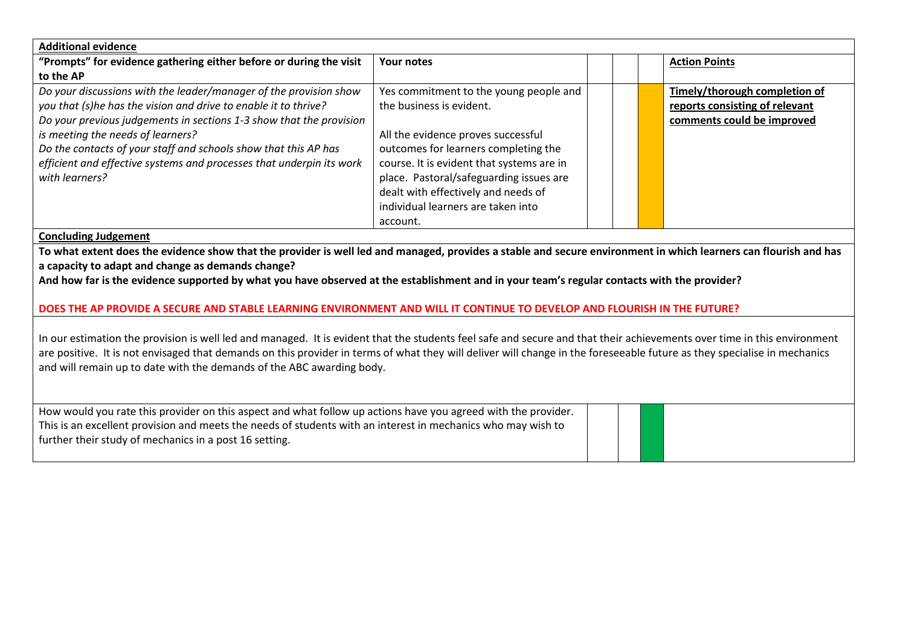| **Additional evidence** | | | | | |
|---|---|---|---|---|---|
| **"Prompts" for evidence gathering either before or during the visit to the AP** | **Your notes** | | | | **Action Points** |
| *Do your discussions with the leader/manager of the provision show you that (s)he has the vision and drive to enable it to thrive?*<br>*Do your previous judgements in sections 1-3 show that the provision is meeting the needs of learners?*<br>*Do the contacts of your staff and schools show that this AP has efficient and effective systems and processes that underpin its work with learners?* | Yes commitment to the young people and the business is evident.<br><br>All the evidence proves successful outcomes for learners completing the course. It is evident that systems are in place. Pastoral/safeguarding issues are dealt with effectively and needs of individual learners are taken into account. | | | | **Timely/thorough completion of reports consisting of relevant comments could be improved** |

**Concluding Judgement**

**To what extent does the evidence show that the provider is well led and managed, provides a stable and secure environment in which learners can flourish and has a capacity to adapt and change as demands change?**

**And how far is the evidence supported by what you have observed at the establishment and in your team's regular contacts with the provider?**

**DOES THE AP PROVIDE A SECURE AND STABLE LEARNING ENVIRONMENT AND WILL IT CONTINUE TO DEVELOP AND FLOURISH IN THE FUTURE?**

In our estimation the provision is well led and managed. It is evident that the students feel safe and secure and that their achievements over time in this environment are positive. It is not envisaged that demands on this provider in terms of what they will deliver will change in the foreseeable future as they specialise in mechanics and will remain up to date with the demands of the ABC awarding body.

| | | | | |
|---|---|---|---|---|
| How would you rate this provider on this aspect and what follow up actions have you agreed with the provider.<br>This is an excellent provision and meets the needs of students with an interest in mechanics who may wish to further their study of mechanics in a post 16 setting. | | | | |